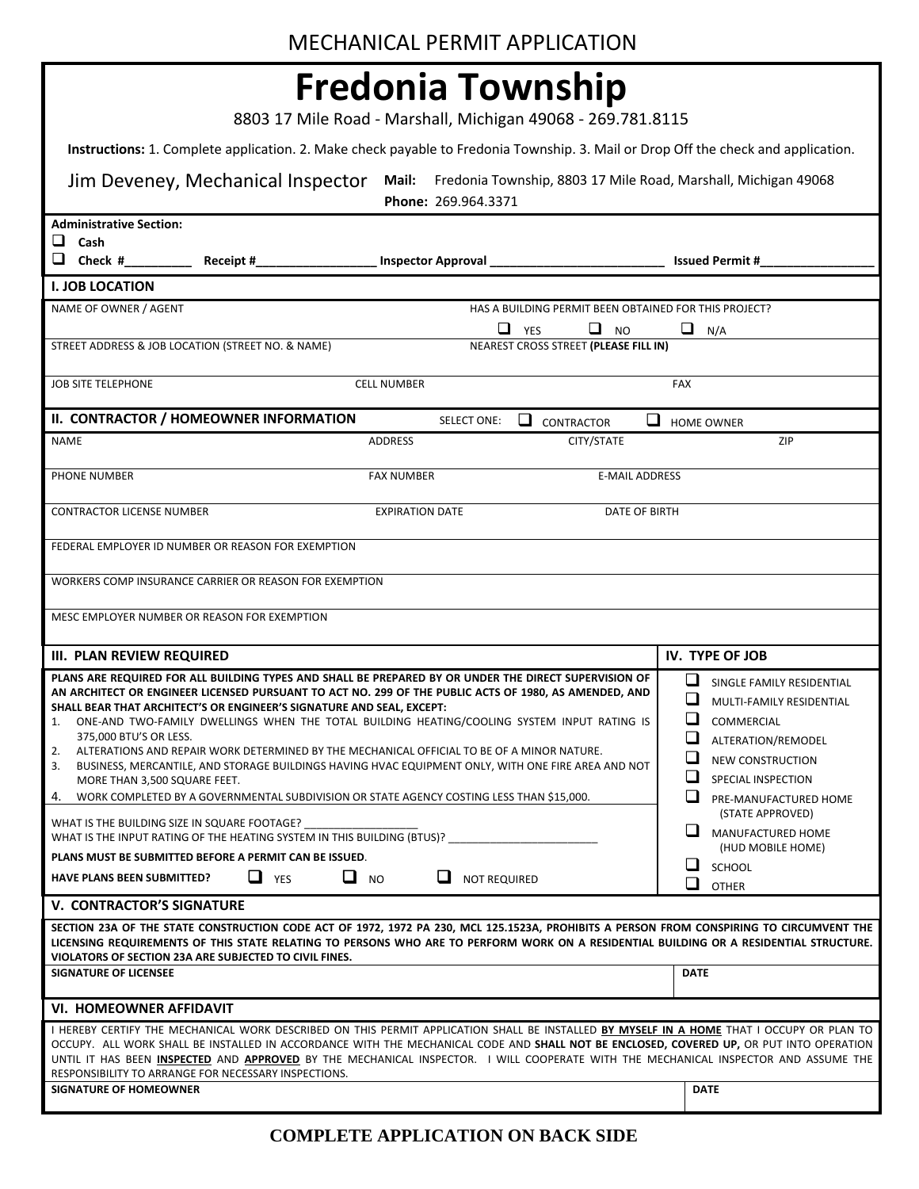MECHANICAL PERMIT APPLICATION

# Fredonia Township

8803 17 Mile Road - Marshall, Michigan 49068 - 269.781.8115

**Instructions:** 1. Complete application. 2. Make check payable to Fredonia Township. 3. Mail or Drop Off the check and application.

Jim Deveney, Mechanical Inspector **Mail:** Fredonia Township, 8803 17 Mile Road, Marshall, Michigan 49068
**Phone:** 269.964.3371

**Administrative Section:**

- ❑ **Cash**
- ❑ **Check #__________ Receipt #__________________ Inspector Approval __________________________ Issued Permit #_________________**

## I. JOB LOCATION

| NAME OF OWNER / AGENT | | HAS A BUILDING PERMIT BEEN OBTAINED FOR THIS PROJECT? ❑ YES ❑ NO ❑ N/A |
|---|---|---|
| STREET ADDRESS & JOB LOCATION (STREET NO. & NAME) | | NEAREST CROSS STREET **(PLEASE FILL IN)** |
| JOB SITE TELEPHONE | CELL NUMBER | FAX |

## II. CONTRACTOR / HOMEOWNER INFORMATION

SELECT ONE: ❑ CONTRACTOR ❑ HOME OWNER

| NAME | ADDRESS | CITY/STATE | ZIP |
|---|---|---|---|
| PHONE NUMBER | FAX NUMBER | E-MAIL ADDRESS | |
| CONTRACTOR LICENSE NUMBER | EXPIRATION DATE | DATE OF BIRTH | |
| FEDERAL EMPLOYER ID NUMBER OR REASON FOR EXEMPTION | | | |
| WORKERS COMP INSURANCE CARRIER OR REASON FOR EXEMPTION | | | |
| MESC EMPLOYER NUMBER OR REASON FOR EXEMPTION | | | |

## III. PLAN REVIEW REQUIRED

**PLANS ARE REQUIRED FOR ALL BUILDING TYPES AND SHALL BE PREPARED BY OR UNDER THE DIRECT SUPERVISION OF AN ARCHITECT OR ENGINEER LICENSED PURSUANT TO ACT NO. 299 OF THE PUBLIC ACTS OF 1980, AS AMENDED, AND SHALL BEAR THAT ARCHITECT'S OR ENGINEER'S SIGNATURE AND SEAL, EXCEPT:**

1. ONE-AND TWO-FAMILY DWELLINGS WHEN THE TOTAL BUILDING HEATING/COOLING SYSTEM INPUT RATING IS 375,000 BTU'S OR LESS.
2. ALTERATIONS AND REPAIR WORK DETERMINED BY THE MECHANICAL OFFICIAL TO BE OF A MINOR NATURE.
3. BUSINESS, MERCANTILE, AND STORAGE BUILDINGS HAVING HVAC EQUIPMENT ONLY, WITH ONE FIRE AREA AND NOT MORE THAN 3,500 SQUARE FEET.
4. WORK COMPLETED BY A GOVERNMENTAL SUBDIVISION OR STATE AGENCY COSTING LESS THAN $15,000.

WHAT IS THE BUILDING SIZE IN SQUARE FOOTAGE? ___________________

WHAT IS THE INPUT RATING OF THE HEATING SYSTEM IN THIS BUILDING (BTUS)? _________________________

**PLANS MUST BE SUBMITTED BEFORE A PERMIT CAN BE ISSUED.**

**HAVE PLANS BEEN SUBMITTED?** ❑ YES ❑ NO ❑ NOT REQUIRED

## IV. TYPE OF JOB

- ❑ SINGLE FAMILY RESIDENTIAL
- ❑ MULTI-FAMILY RESIDENTIAL
- ❑ COMMERCIAL
- ❑ ALTERATION/REMODEL
- ❑ NEW CONSTRUCTION
- ❑ SPECIAL INSPECTION
- ❑ PRE-MANUFACTURED HOME (STATE APPROVED)
- ❑ MANUFACTURED HOME (HUD MOBILE HOME)
- ❑ SCHOOL
- ❑ OTHER

## V. CONTRACTOR'S SIGNATURE

**SECTION 23A OF THE STATE CONSTRUCTION CODE ACT OF 1972, 1972 PA 230, MCL 125.1523A, PROHIBITS A PERSON FROM CONSPIRING TO CIRCUMVENT THE LICENSING REQUIREMENTS OF THIS STATE RELATING TO PERSONS WHO ARE TO PERFORM WORK ON A RESIDENTIAL BUILDING OR A RESIDENTIAL STRUCTURE. VIOLATORS OF SECTION 23A ARE SUBJECTED TO CIVIL FINES.**

| SIGNATURE OF LICENSEE | DATE |
|---|---|
| | |

## VI. HOMEOWNER AFFIDAVIT

I HEREBY CERTIFY THE MECHANICAL WORK DESCRIBED ON THIS PERMIT APPLICATION SHALL BE INSTALLED **BY MYSELF IN A HOME** THAT I OCCUPY OR PLAN TO OCCUPY. ALL WORK SHALL BE INSTALLED IN ACCORDANCE WITH THE MECHANICAL CODE AND **SHALL NOT BE ENCLOSED, COVERED UP,** OR PUT INTO OPERATION UNTIL IT HAS BEEN **INSPECTED** AND **APPROVED** BY THE MECHANICAL INSPECTOR. I WILL COOPERATE WITH THE MECHANICAL INSPECTOR AND ASSUME THE RESPONSIBILITY TO ARRANGE FOR NECESSARY INSPECTIONS.

| SIGNATURE OF HOMEOWNER | DATE |
|---|---|
| | |

**COMPLETE APPLICATION ON BACK SIDE**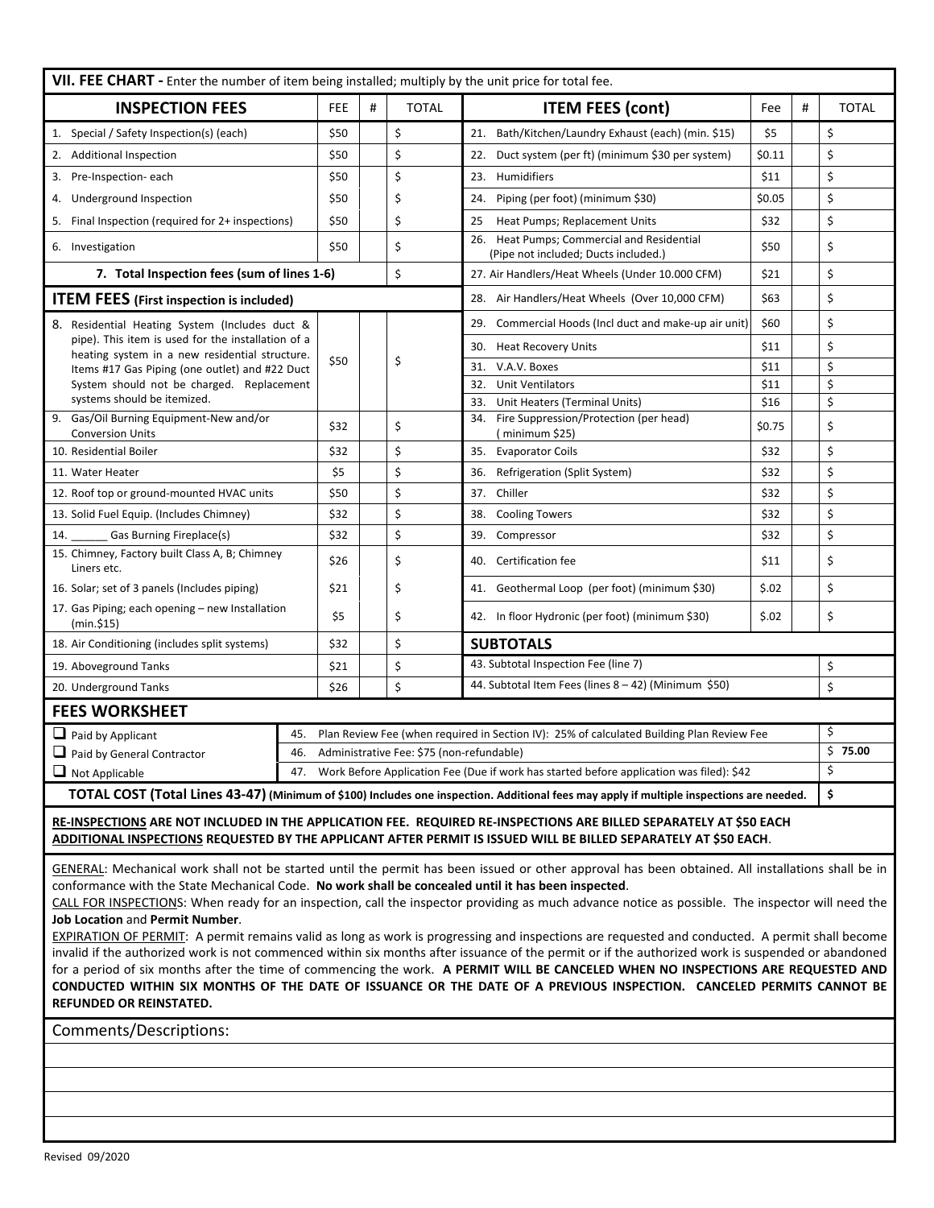## VII. FEE CHART - Enter the number of item being installed; multiply by the unit price for total fee.

| INSPECTION FEES | FEE | # | TOTAL | ITEM FEES (cont) | Fee | # | TOTAL |
|---|---|---|---|---|---|---|---|
| 1. Special / Safety Inspection(s) (each) | $50 | | $ | 21. Bath/Kitchen/Laundry Exhaust (each) (min. $15) | $5 | | $ |
| 2. Additional Inspection | $50 | | $ | 22. Duct system (per ft) (minimum $30 per system) | $0.11 | | $ |
| 3. Pre-Inspection- each | $50 | | $ | 23. Humidifiers | $11 | | $ |
| 4. Underground Inspection | $50 | | $ | 24. Piping (per foot) (minimum $30) | $0.05 | | $ |
| 5. Final Inspection (required for 2+ inspections) | $50 | | $ | 25 Heat Pumps; Replacement Units | $32 | | $ |
| 6. Investigation | $50 | | $ | 26. Heat Pumps; Commercial and Residential (Pipe not included; Ducts included.) | $50 | | $ |
| **7. Total Inspection fees (sum of lines 1-6)** | | | $ | 27. Air Handlers/Heat Wheels (Under 10.000 CFM) | $21 | | $ |
| **ITEM FEES (First inspection is included)** | | | | 28. Air Handlers/Heat Wheels (Over 10,000 CFM) | $63 | | $ |
| 8. Residential Heating System (Includes duct & pipe). This item is used for the installation of a heating system in a new residential structure. Items #17 Gas Piping (one outlet) and #22 Duct System should not be charged. Replacement systems should be itemized. | $50 | | $ | 29. Commercial Hoods (Incl duct and make-up air unit) | $60 | | $ |
| | | | | 30. Heat Recovery Units | $11 | | $ |
| | | | | 31. V.A.V. Boxes | $11 | | $ |
| | | | | 32. Unit Ventilators | $11 | | $ |
| | | | | 33. Unit Heaters (Terminal Units) | $16 | | $ |
| 9. Gas/Oil Burning Equipment-New and/or Conversion Units | $32 | | $ | 34. Fire Suppression/Protection (per head) ( minimum $25) | $0.75 | | $ |
| 10. Residential Boiler | $32 | | $ | 35. Evaporator Coils | $32 | | $ |
| 11. Water Heater | $5 | | $ | 36. Refrigeration (Split System) | $32 | | $ |
| 12. Roof top or ground-mounted HVAC units | $50 | | $ | 37. Chiller | $32 | | $ |
| 13. Solid Fuel Equip. (Includes Chimney) | $32 | | $ | 38. Cooling Towers | $32 | | $ |
| 14. ______ Gas Burning Fireplace(s) | $32 | | $ | 39. Compressor | $32 | | $ |
| 15. Chimney, Factory built Class A, B; Chimney Liners etc. | $26 | | $ | 40. Certification fee | $11 | | $ |
| 16. Solar; set of 3 panels (Includes piping) | $21 | | $ | 41. Geothermal Loop (per foot) (minimum $30) | $.02 | | $ |
| 17. Gas Piping; each opening – new Installation (min.$15) | $5 | | $ | 42. In floor Hydronic (per foot) (minimum $30) | $.02 | | $ |
| 18. Air Conditioning (includes split systems) | $32 | | $ | **SUBTOTALS** | | | |
| 19. Aboveground Tanks | $21 | | $ | 43. Subtotal Inspection Fee (line 7) | | | $ |
| 20. Underground Tanks | $26 | | $ | 44. Subtotal Item Fees (lines 8 – 42) (Minimum $50) | | | $ |

## FEES WORKSHEET

| | | |
|---|---|---|
| ☐ Paid by Applicant | 45. Plan Review Fee (when required in Section IV): 25% of calculated Building Plan Review Fee | $ |
| ☐ Paid by General Contractor | 46. Administrative Fee: $75 (non-refundable) | $ **75.00** |
| ☐ Not Applicable | 47. Work Before Application Fee (Due if work has started before application was filed): $42 | $ |
| **TOTAL COST (Total Lines 43-47)** **(Minimum of $100) Includes one inspection. Additional fees may apply if multiple inspections are needed.** | | **$** |

**RE-INSPECTIONS ARE NOT INCLUDED IN THE APPLICATION FEE. REQUIRED RE-INSPECTIONS ARE BILLED SEPARATELY AT $50 EACH**
**ADDITIONAL INSPECTIONS REQUESTED BY THE APPLICANT AFTER PERMIT IS ISSUED WILL BE BILLED SEPARATELY AT $50 EACH.**

GENERAL: Mechanical work shall not be started until the permit has been issued or other approval has been obtained. All installations shall be in conformance with the State Mechanical Code. **No work shall be concealed until it has been inspected**.

CALL FOR INSPECTIONS: When ready for an inspection, call the inspector providing as much advance notice as possible. The inspector will need the **Job Location** and **Permit Number**.

EXPIRATION OF PERMIT: A permit remains valid as long as work is progressing and inspections are requested and conducted. A permit shall become invalid if the authorized work is not commenced within six months after issuance of the permit or if the authorized work is suspended or abandoned for a period of six months after the time of commencing the work. **A PERMIT WILL BE CANCELED WHEN NO INSPECTIONS ARE REQUESTED AND CONDUCTED WITHIN SIX MONTHS OF THE DATE OF ISSUANCE OR THE DATE OF A PREVIOUS INSPECTION. CANCELED PERMITS CANNOT BE REFUNDED OR REINSTATED.**

Comments/Descriptions:

Revised 09/2020